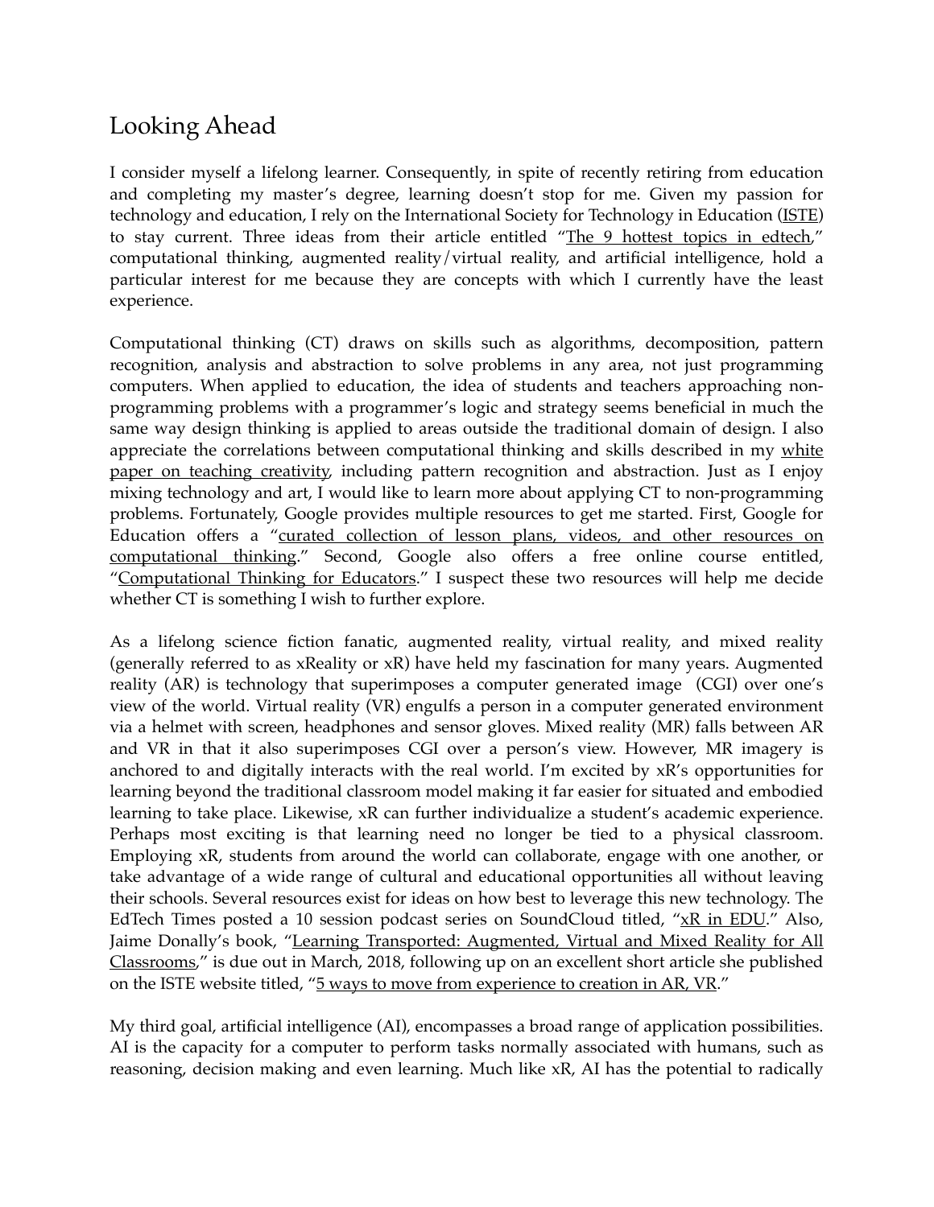# Looking Ahead

I consider myself a lifelong learner. Consequently, in spite of recently retiring from education and completing my master's degree, learning doesn't stop for me. Given my passion for technology and education, I rely on the International Society for Technology in Education (ISTE) to stay current. Three ideas from their article entitled "The 9 hottest topics in edtech," computational thinking, augmented reality/virtual reality, and artificial intelligence, hold a particular interest for me because they are concepts with which I currently have the least experience.

Computational thinking (CT) draws on skills such as algorithms, decomposition, pattern recognition, analysis and abstraction to solve problems in any area, not just programming computers. When applied to education, the idea of students and teachers approaching non-programming problems with a programmer's logic and strategy seems beneficial in much the same way design thinking is applied to areas outside the traditional domain of design. I also appreciate the correlations between computational thinking and skills described in my white paper on teaching creativity, including pattern recognition and abstraction. Just as I enjoy mixing technology and art, I would like to learn more about applying CT to non-programming problems. Fortunately, Google provides multiple resources to get me started. First, Google for Education offers a "curated collection of lesson plans, videos, and other resources on computational thinking." Second, Google also offers a free online course entitled, "Computational Thinking for Educators." I suspect these two resources will help me decide whether CT is something I wish to further explore.

As a lifelong science fiction fanatic, augmented reality, virtual reality, and mixed reality (generally referred to as xReality or xR) have held my fascination for many years. Augmented reality (AR) is technology that superimposes a computer generated image (CGI) over one's view of the world. Virtual reality (VR) engulfs a person in a computer generated environment via a helmet with screen, headphones and sensor gloves. Mixed reality (MR) falls between AR and VR in that it also superimposes CGI over a person's view. However, MR imagery is anchored to and digitally interacts with the real world. I'm excited by xR's opportunities for learning beyond the traditional classroom model making it far easier for situated and embodied learning to take place. Likewise, xR can further individualize a student's academic experience. Perhaps most exciting is that learning need no longer be tied to a physical classroom. Employing xR, students from around the world can collaborate, engage with one another, or take advantage of a wide range of cultural and educational opportunities all without leaving their schools. Several resources exist for ideas on how best to leverage this new technology. The EdTech Times posted a 10 session podcast series on SoundCloud titled, "xR in EDU." Also, Jaime Donally's book, "Learning Transported: Augmented, Virtual and Mixed Reality for All Classrooms," is due out in March, 2018, following up on an excellent short article she published on the ISTE website titled, "5 ways to move from experience to creation in AR, VR."

My third goal, artificial intelligence (AI), encompasses a broad range of application possibilities. AI is the capacity for a computer to perform tasks normally associated with humans, such as reasoning, decision making and even learning. Much like xR, AI has the potential to radically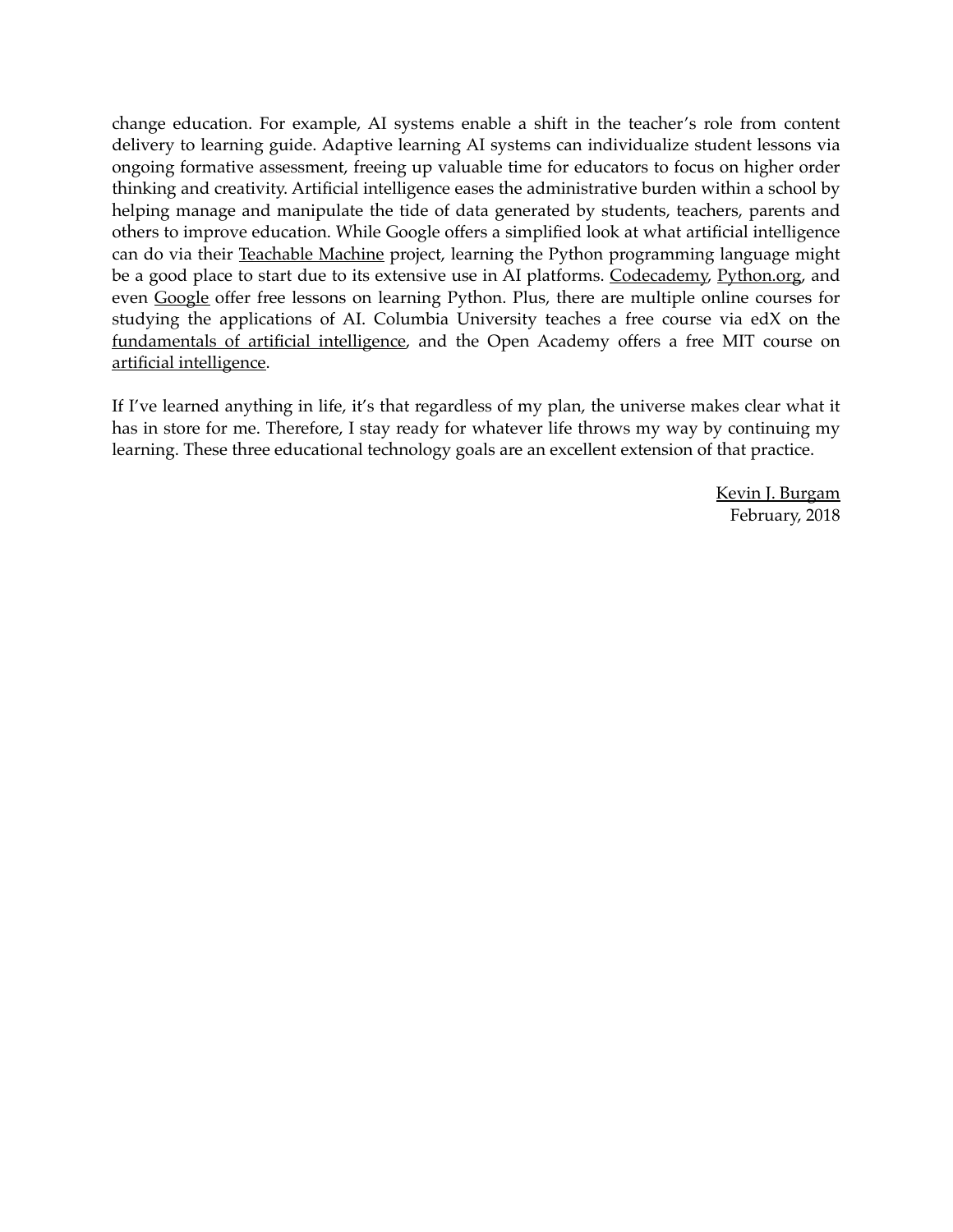change education. For example, AI systems enable a shift in the teacher's role from content delivery to learning guide. Adaptive learning AI systems can individualize student lessons via ongoing formative assessment, freeing up valuable time for educators to focus on higher order thinking and creativity. Artificial intelligence eases the administrative burden within a school by helping manage and manipulate the tide of data generated by students, teachers, parents and others to improve education. While Google offers a simplified look at what artificial intelligence can do via their Teachable Machine project, learning the Python programming language might be a good place to start due to its extensive use in AI platforms. Codecademy, Python.org, and even Google offer free lessons on learning Python. Plus, there are multiple online courses for studying the applications of AI. Columbia University teaches a free course via edX on the fundamentals of artificial intelligence, and the Open Academy offers a free MIT course on artificial intelligence.

If I've learned anything in life, it's that regardless of my plan, the universe makes clear what it has in store for me. Therefore, I stay ready for whatever life throws my way by continuing my learning. These three educational technology goals are an excellent extension of that practice.

Kevin J. Burgam
February, 2018